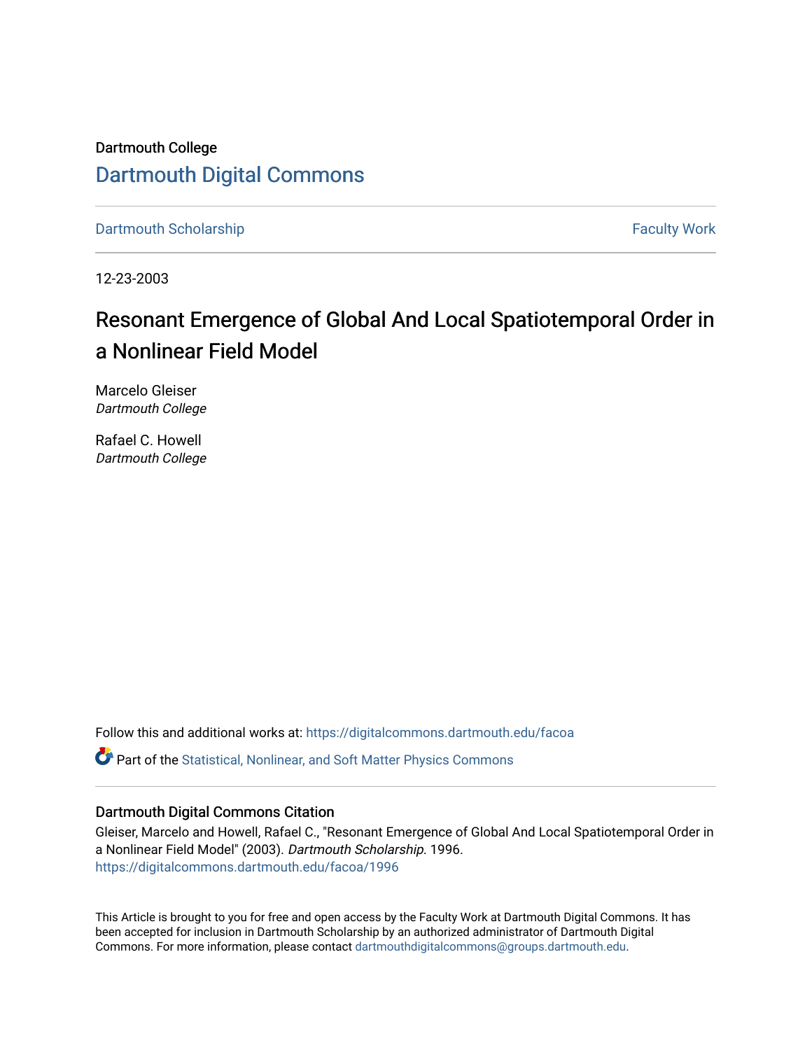Dartmouth College

# Dartmouth Digital Commons

Dartmouth Scholarship | Faculty Work

12-23-2003

# Resonant Emergence of Global And Local Spatiotemporal Order in a Nonlinear Field Model

Marcelo Gleiser
*Dartmouth College*

Rafael C. Howell
*Dartmouth College*

Follow this and additional works at: https://digitalcommons.dartmouth.edu/facoa

Part of the Statistical, Nonlinear, and Soft Matter Physics Commons

## Dartmouth Digital Commons Citation

Gleiser, Marcelo and Howell, Rafael C., "Resonant Emergence of Global And Local Spatiotemporal Order in a Nonlinear Field Model" (2003). *Dartmouth Scholarship*. 1996.
https://digitalcommons.dartmouth.edu/facoa/1996

This Article is brought to you for free and open access by the Faculty Work at Dartmouth Digital Commons. It has been accepted for inclusion in Dartmouth Scholarship by an authorized administrator of Dartmouth Digital Commons. For more information, please contact dartmouthdigitalcommons@groups.dartmouth.edu.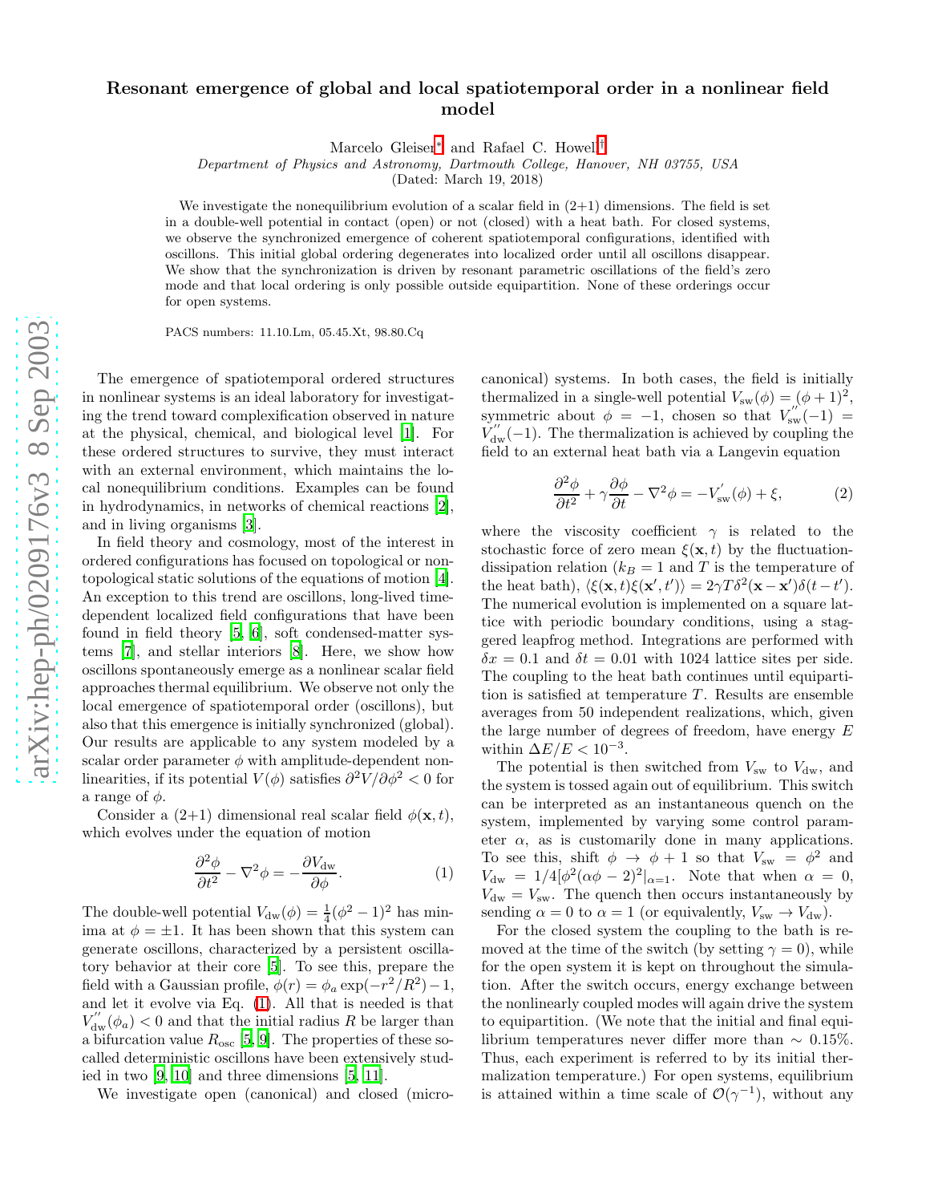# Resonant emergence of global and local spatiotemporal order in a nonlinear field model

Marcelo Gleiser[*] and Rafael C. Howell[†]

*Department of Physics and Astronomy, Dartmouth College, Hanover, NH 03755, USA*

(Dated: March 19, 2018)

We investigate the nonequilibrium evolution of a scalar field in (2+1) dimensions. The field is set in a double-well potential in contact (open) or not (closed) with a heat bath. For closed systems, we observe the synchronized emergence of coherent spatiotemporal configurations, identified with oscillons. This initial global ordering degenerates into localized order until all oscillons disappear. We show that the synchronization is driven by resonant parametric oscillations of the field's zero mode and that local ordering is only possible outside equipartition. None of these orderings occur for open systems.

PACS numbers: 11.10.Lm, 05.45.Xt, 98.80.Cq

The emergence of spatiotemporal ordered structures in nonlinear systems is an ideal laboratory for investigating the trend toward complexification observed in nature at the physical, chemical, and biological level [1]. For these ordered structures to survive, they must interact with an external environment, which maintains the local nonequilibrium conditions. Examples can be found in hydrodynamics, in networks of chemical reactions [2], and in living organisms [3].

In field theory and cosmology, most of the interest in ordered configurations has focused on topological or non-topological static solutions of the equations of motion [4]. An exception to this trend are oscillons, long-lived time-dependent localized field configurations that have been found in field theory [5, 6], soft condensed-matter systems [7], and stellar interiors [8]. Here, we show how oscillons spontaneously emerge as a nonlinear scalar field approaches thermal equilibrium. We observe not only the local emergence of spatiotemporal order (oscillons), but also that this emergence is initially synchronized (global). Our results are applicable to any system modeled by a scalar order parameter $\phi$ with amplitude-dependent nonlinearities, if its potential $V(\phi)$ satisfies $\partial^2 V/\partial\phi^2 < 0$ for a range of $\phi$.

Consider a (2+1) dimensional real scalar field $\phi(\mathbf{x}, t)$, which evolves under the equation of motion

$$\frac{\partial^2\phi}{\partial t^2} - \nabla^2\phi = -\frac{\partial V_{\rm dw}}{\partial\phi}. \tag{1}$$

The double-well potential $V_{\rm dw}(\phi) = \frac{1}{4}(\phi^2 - 1)^2$ has minima at $\phi = \pm 1$. It has been shown that this system can generate oscillons, characterized by a persistent oscillatory behavior at their core [5]. To see this, prepare the field with a Gaussian profile, $\phi(r) = \phi_a \exp(-r^2/R^2) - 1$, and let it evolve via Eq. (1). All that is needed is that $V''_{\rm dw}(\phi_a) < 0$ and that the initial radius $R$ be larger than a bifurcation value $R_{\rm osc}$ [5, 9]. The properties of these so-called deterministic oscillons have been extensively studied in two [9, 10] and three dimensions [5, 11].

We investigate open (canonical) and closed (microcanonical) systems. In both cases, the field is initially thermalized in a single-well potential $V_{\rm sw}(\phi) = (\phi + 1)^2$, symmetric about $\phi = -1$, chosen so that $V''_{\rm sw}(-1) = V''_{\rm dw}(-1)$. The thermalization is achieved by coupling the field to an external heat bath via a Langevin equation

$$\frac{\partial^2\phi}{\partial t^2} + \gamma\frac{\partial\phi}{\partial t} - \nabla^2\phi = -V'_{\rm sw}(\phi) + \xi, \tag{2}$$

where the viscosity coefficient $\gamma$ is related to the stochastic force of zero mean $\xi(\mathbf{x}, t)$ by the fluctuation-dissipation relation ($k_B = 1$ and $T$ is the temperature of the heat bath), $\langle\xi(\mathbf{x}, t)\xi(\mathbf{x}', t')\rangle = 2\gamma T\delta^2(\mathbf{x} - \mathbf{x}')\delta(t - t')$. The numerical evolution is implemented on a square lattice with periodic boundary conditions, using a staggered leapfrog method. Integrations are performed with $\delta x = 0.1$ and $\delta t = 0.01$ with 1024 lattice sites per side. The coupling to the heat bath continues until equipartition is satisfied at temperature $T$. Results are ensemble averages from 50 independent realizations, which, given the large number of degrees of freedom, have energy $E$ within $\Delta E/E < 10^{-3}$.

The potential is then switched from $V_{\rm sw}$ to $V_{\rm dw}$, and the system is tossed again out of equilibrium. This switch can be interpreted as an instantaneous quench on the system, implemented by varying some control parameter $\alpha$, as is customarily done in many applications. To see this, shift $\phi \to \phi + 1$ so that $V_{\rm sw} = \phi^2$ and $V_{\rm dw} = 1/4[\phi^2(\alpha\phi - 2)^2|_{\alpha=1}$. Note that when $\alpha = 0$, $V_{\rm dw} = V_{\rm sw}$. The quench then occurs instantaneously by sending $\alpha = 0$ to $\alpha = 1$ (or equivalently, $V_{\rm sw} \to V_{\rm dw}$).

For the closed system the coupling to the bath is removed at the time of the switch (by setting $\gamma = 0$), while for the open system it is kept on throughout the simulation. After the switch occurs, energy exchange between the nonlinearly coupled modes will again drive the system to equipartition. (We note that the initial and final equilibrium temperatures never differ more than $\sim 0.15\%$. Thus, each experiment is referred to by its initial thermalization temperature.) For open systems, equilibrium is attained within a time scale of $\mathcal{O}(\gamma^{-1})$, without any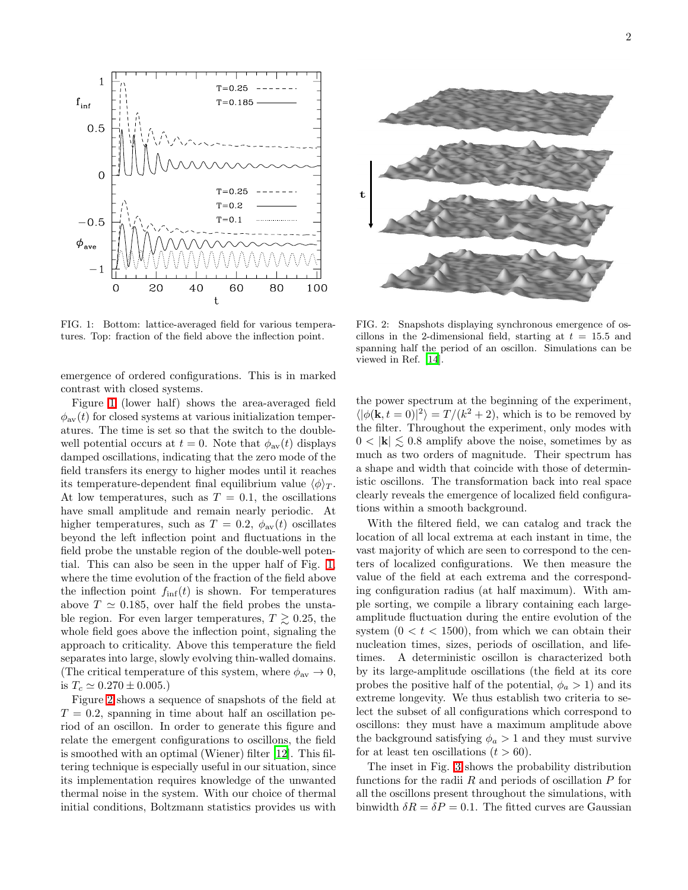FIG. 1: Bottom: lattice-averaged field for various temperatures. Top: fraction of the field above the inflection point.

FIG. 2: Snapshots displaying synchronous emergence of oscillons in the 2-dimensional field, starting at $t = 15.5$ and spanning half the period of an oscillon. Simulations can be viewed in Ref. [14].

emergence of ordered configurations. This is in marked contrast with closed systems.

Figure 1 (lower half) shows the area-averaged field $\phi_{\rm av}(t)$ for closed systems at various initialization temperatures. The time is set so that the switch to the double-well potential occurs at $t = 0$. Note that $\phi_{\rm av}(t)$ displays damped oscillations, indicating that the zero mode of the field transfers its energy to higher modes until it reaches its temperature-dependent final equilibrium value $\langle\phi\rangle_T$. At low temperatures, such as $T = 0.1$, the oscillations have small amplitude and remain nearly periodic. At higher temperatures, such as $T = 0.2$, $\phi_{\rm av}(t)$ oscillates beyond the left inflection point and fluctuations in the field probe the unstable region of the double-well potential. This can also be seen in the upper half of Fig. 1, where the time evolution of the fraction of the field above the inflection point $f_{\rm inf}(t)$ is shown. For temperatures above $T \simeq 0.185$, over half the field probes the unstable region. For even larger temperatures, $T \gtrsim 0.25$, the whole field goes above the inflection point, signaling the approach to criticality. Above this temperature the field separates into large, slowly evolving thin-walled domains. (The critical temperature of this system, where $\phi_{\rm av} \to 0$, is $T_c \simeq 0.270 \pm 0.005$.)

Figure 2 shows a sequence of snapshots of the field at $T = 0.2$, spanning in time about half an oscillation period of an oscillon. In order to generate this figure and relate the emergent configurations to oscillons, the field is smoothed with an optimal (Wiener) filter [12]. This filtering technique is especially useful in our situation, since its implementation requires knowledge of the unwanted thermal noise in the system. With our choice of thermal initial conditions, Boltzmann statistics provides us with the power spectrum at the beginning of the experiment, $\langle|\phi(\mathbf{k}, t = 0)|^2\rangle = T/(k^2 + 2)$, which is to be removed by the filter. Throughout the experiment, only modes with $0 < |\mathbf{k}| \lesssim 0.8$ amplify above the noise, sometimes by as much as two orders of magnitude. Their spectrum has a shape and width that coincide with those of deterministic oscillons. The transformation back into real space clearly reveals the emergence of localized field configurations within a smooth background.

With the filtered field, we can catalog and track the location of all local extrema at each instant in time, the vast majority of which are seen to correspond to the centers of localized configurations. We then measure the value of the field at each extrema and the corresponding configuration radius (at half maximum). With ample sorting, we compile a library containing each large-amplitude fluctuation during the entire evolution of the system ($0 < t < 1500$), from which we can obtain their nucleation times, sizes, periods of oscillation, and lifetimes. A deterministic oscillon is characterized both by its large-amplitude oscillations (the field at its core probes the positive half of the potential, $\phi_a > 1$) and its extreme longevity. We thus establish two criteria to select the subset of all configurations which correspond to oscillons: they must have a maximum amplitude above the background satisfying $\phi_a > 1$ and they must survive for at least ten oscillations ($t > 60$).

The inset in Fig. 3 shows the probability distribution functions for the radii $R$ and periods of oscillation $P$ for all the oscillons present throughout the simulations, with binwidth $\delta R = \delta P = 0.1$. The fitted curves are Gaussian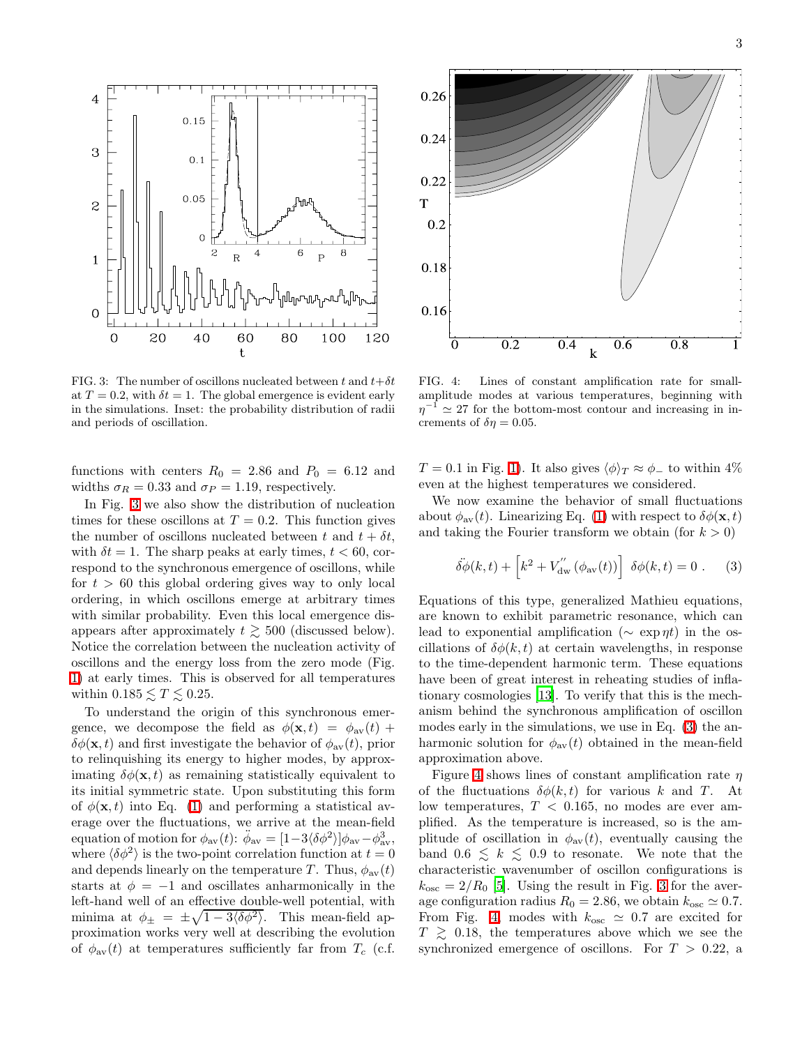FIG. 3: The number of oscillons nucleated between $t$ and $t+\delta t$ at $T = 0.2$, with $\delta t = 1$. The global emergence is evident early in the simulations. Inset: the probability distribution of radii and periods of oscillation.

FIG. 4: Lines of constant amplification rate for small-amplitude modes at various temperatures, beginning with $\eta^{-1} \simeq 27$ for the bottom-most contour and increasing in increments of $\delta\eta = 0.05$.

functions with centers $R_0 = 2.86$ and $P_0 = 6.12$ and widths $\sigma_R = 0.33$ and $\sigma_P = 1.19$, respectively.

In Fig. 3 we also show the distribution of nucleation times for these oscillons at $T = 0.2$. This function gives the number of oscillons nucleated between $t$ and $t + \delta t$, with $\delta t = 1$. The sharp peaks at early times, $t < 60$, correspond to the synchronous emergence of oscillons, while for $t > 60$ this global ordering gives way to only local ordering, in which oscillons emerge at arbitrary times with similar probability. Even this local emergence disappears after approximately $t \gtrsim 500$ (discussed below). Notice the correlation between the nucleation activity of oscillons and the energy loss from the zero mode (Fig. 1) at early times. This is observed for all temperatures within $0.185 \lesssim T \lesssim 0.25$.

To understand the origin of this synchronous emergence, we decompose the field as $\phi(\mathbf{x}, t) = \phi_{\rm av}(t) + \delta\phi(\mathbf{x}, t)$ and first investigate the behavior of $\phi_{\rm av}(t)$, prior to relinquishing its energy to higher modes, by approximating $\delta\phi(\mathbf{x}, t)$ as remaining statistically equivalent to its initial symmetric state. Upon substituting this form of $\phi(\mathbf{x}, t)$ into Eq. (1) and performing a statistical average over the fluctuations, we arrive at the mean-field equation of motion for $\phi_{\rm av}(t)$: $\ddot{\phi}_{\rm av} = [1 - 3\langle\delta\phi^2\rangle]\phi_{\rm av} - \phi_{\rm av}^3$, where $\langle\delta\phi^2\rangle$ is the two-point correlation function at $t = 0$ and depends linearly on the temperature $T$. Thus, $\phi_{\rm av}(t)$ starts at $\phi = -1$ and oscillates anharmonically in the left-hand well of an effective double-well potential, with minima at $\phi_\pm = \pm\sqrt{1 - 3\langle\delta\phi^2\rangle}$. This mean-field approximation works very well at describing the evolution of $\phi_{\rm av}(t)$ at temperatures sufficiently far from $T_c$ (c.f. $T = 0.1$ in Fig. 1). It also gives $\langle\phi\rangle_T \approx \phi_-$ to within 4% even at the highest temperatures we considered.

We now examine the behavior of small fluctuations about $\phi_{\rm av}(t)$. Linearizing Eq. (1) with respect to $\delta\phi(\mathbf{x}, t)$ and taking the Fourier transform we obtain (for $k > 0$)

$$\ddot{\delta\phi}(k, t) + \left[k^2 + V_{\rm dw}^{''}\left(\phi_{\rm av}(t)\right)\right]\, \delta\phi(k, t) = 0 \, . \qquad (3)$$

Equations of this type, generalized Mathieu equations, are known to exhibit parametric resonance, which can lead to exponential amplification ($\sim \exp\eta t$) in the oscillations of $\delta\phi(k, t)$ at certain wavelengths, in response to the time-dependent harmonic term. These equations have been of great interest in reheating studies of inflationary cosmologies [13]. To verify that this is the mechanism behind the synchronous amplification of oscillon modes early in the simulations, we use in Eq. (3) the anharmonic solution for $\phi_{\rm av}(t)$ obtained in the mean-field approximation above.

Figure 4 shows lines of constant amplification rate $\eta$ of the fluctuations $\delta\phi(k, t)$ for various $k$ and $T$. At low temperatures, $T < 0.165$, no modes are ever amplified. As the temperature is increased, so is the amplitude of oscillation in $\phi_{\rm av}(t)$, eventually causing the band $0.6 \lesssim k \lesssim 0.9$ to resonate. We note that the characteristic wavenumber of oscillon configurations is $k_{\rm osc} = 2/R_0$ [5]. Using the result in Fig. 3 for the average configuration radius $R_0 = 2.86$, we obtain $k_{\rm osc} \simeq 0.7$. From Fig. 4, modes with $k_{\rm osc} \simeq 0.7$ are excited for $T \gtrsim 0.18$, the temperatures above which we see the synchronized emergence of oscillons. For $T > 0.22$, a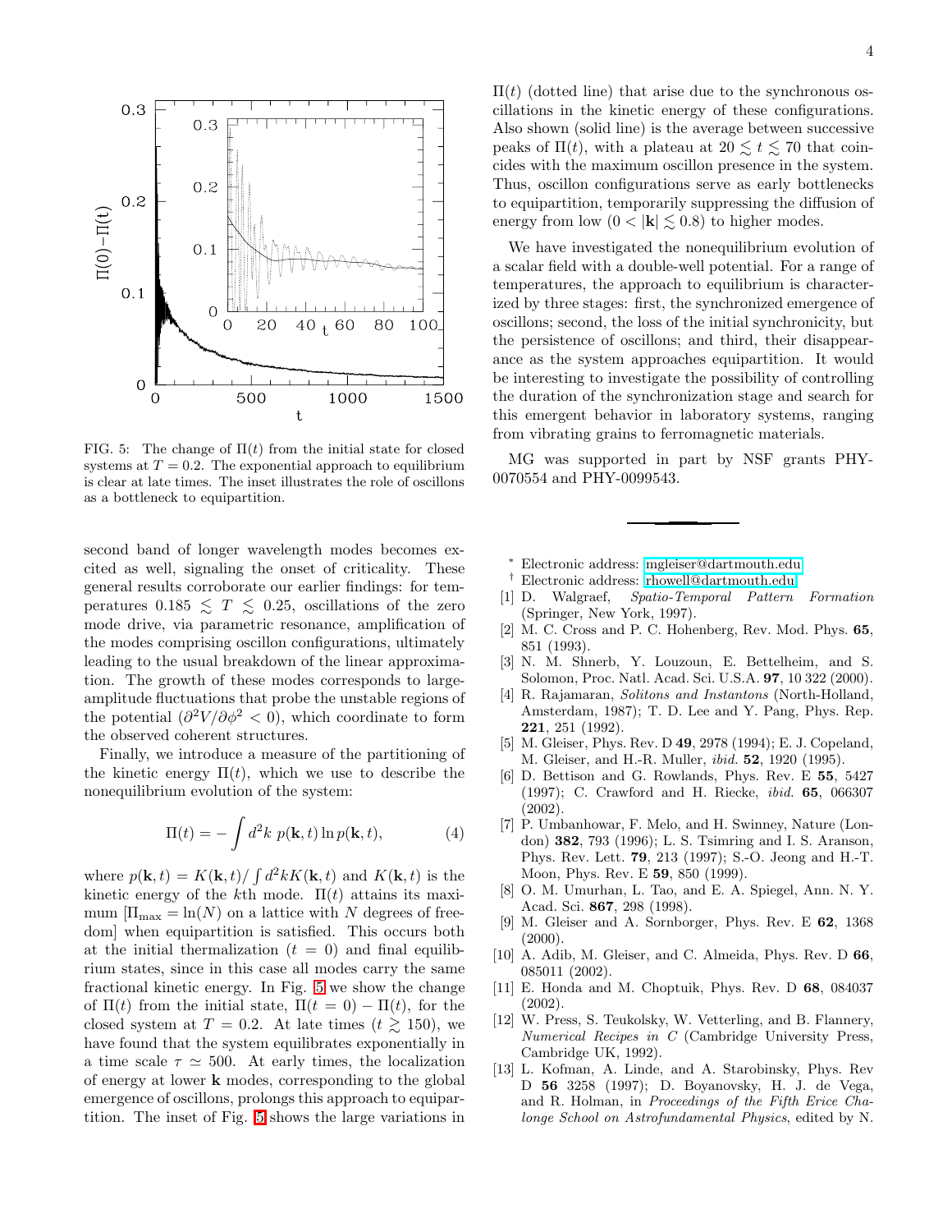FIG. 5: The change of $\Pi(t)$ from the initial state for closed systems at $T = 0.2$. The exponential approach to equilibrium is clear at late times. The inset illustrates the role of oscillons as a bottleneck to equipartition.

second band of longer wavelength modes becomes excited as well, signaling the onset of criticality. These general results corroborate our earlier findings: for temperatures $0.185 \lesssim T \lesssim 0.25$, oscillations of the zero mode drive, via parametric resonance, amplification of the modes comprising oscillon configurations, ultimately leading to the usual breakdown of the linear approximation. The growth of these modes corresponds to large-amplitude fluctuations that probe the unstable regions of the potential ($\partial^2 V/\partial\phi^2 < 0$), which coordinate to form the observed coherent structures.

Finally, we introduce a measure of the partitioning of the kinetic energy $\Pi(t)$, which we use to describe the nonequilibrium evolution of the system:

$$\Pi(t) = -\int d^2k \; p(\mathbf{k}, t) \ln p(\mathbf{k}, t), \tag{4}$$

where $p(\mathbf{k}, t) = K(\mathbf{k}, t)/\int d^2 k K(\mathbf{k}, t)$ and $K(\mathbf{k}, t)$ is the kinetic energy of the $k$th mode. $\Pi(t)$ attains its maximum [$\Pi_{\max} = \ln(N)$ on a lattice with $N$ degrees of freedom] when equipartition is satisfied. This occurs both at the initial thermalization ($t = 0$) and final equilibrium states, since in this case all modes carry the same fractional kinetic energy. In Fig. 5 we show the change of $\Pi(t)$ from the initial state, $\Pi(t = 0) - \Pi(t)$, for the closed system at $T = 0.2$. At late times ($t \gtrsim 150$), we have found that the system equilibrates exponentially in a time scale $\tau \simeq 500$. At early times, the localization of energy at lower $\mathbf{k}$ modes, corresponding to the global emergence of oscillons, prolongs this approach to equipartition. The inset of Fig. 5 shows the large variations in $\Pi(t)$ (dotted line) that arise due to the synchronous oscillations in the kinetic energy of these configurations. Also shown (solid line) is the average between successive peaks of $\Pi(t)$, with a plateau at $20 \lesssim t \lesssim 70$ that coincides with the maximum oscillon presence in the system. Thus, oscillon configurations serve as early bottlenecks to equipartition, temporarily suppressing the diffusion of energy from low ($0 < |\mathbf{k}| \lesssim 0.8$) to higher modes.

We have investigated the nonequilibrium evolution of a scalar field with a double-well potential. For a range of temperatures, the approach to equilibrium is characterized by three stages: first, the synchronized emergence of oscillons; second, the loss of the initial synchronicity, but the persistence of oscillons; and third, their disappearance as the system approaches equipartition. It would be interesting to investigate the possibility of controlling the duration of the synchronization stage and search for this emergent behavior in laboratory systems, ranging from vibrating grains to ferromagnetic materials.

MG was supported in part by NSF grants PHY-0070554 and PHY-0099543.

---

[*] Electronic address: mgleiser@dartmouth.edu
[†] Electronic address: rhowell@dartmouth.edu

[1] D. Walgraef, *Spatio-Temporal Pattern Formation* (Springer, New York, 1997).
[2] M. C. Cross and P. C. Hohenberg, Rev. Mod. Phys. **65**, 851 (1993).
[3] N. M. Shnerb, Y. Louzoun, E. Bettelheim, and S. Solomon, Proc. Natl. Acad. Sci. U.S.A. **97**, 10 322 (2000).
[4] R. Rajamaran, *Solitons and Instantons* (North-Holland, Amsterdam, 1987); T. D. Lee and Y. Pang, Phys. Rep. **221**, 251 (1992).
[5] M. Gleiser, Phys. Rev. D **49**, 2978 (1994); E. J. Copeland, M. Gleiser, and H.-R. Muller, *ibid.* **52**, 1920 (1995).
[6] D. Bettison and G. Rowlands, Phys. Rev. E **55**, 5427 (1997); C. Crawford and H. Riecke, *ibid.* **65**, 066307 (2002).
[7] P. Umbanhowar, F. Melo, and H. Swinney, Nature (London) **382**, 793 (1996); L. S. Tsimring and I. S. Aranson, Phys. Rev. Lett. **79**, 213 (1997); S.-O. Jeong and H.-T. Moon, Phys. Rev. E **59**, 850 (1999).
[8] O. M. Umurhan, L. Tao, and E. A. Spiegel, Ann. N. Y. Acad. Sci. **867**, 298 (1998).
[9] M. Gleiser and A. Sornborger, Phys. Rev. E **62**, 1368 (2000).
[10] A. Adib, M. Gleiser, and C. Almeida, Phys. Rev. D **66**, 085011 (2002).
[11] E. Honda and M. Choptuik, Phys. Rev. D **68**, 084037 (2002).
[12] W. Press, S. Teukolsky, W. Vetterling, and B. Flannery, *Numerical Recipes in C* (Cambridge University Press, Cambridge UK, 1992).
[13] L. Kofman, A. Linde, and A. Starobinsky, Phys. Rev D **56** 3258 (1997); D. Boyanovsky, H. J. de Vega, and R. Holman, in *Proceedings of the Fifth Erice Chalonge School on Astrofundamental Physics*, edited by N.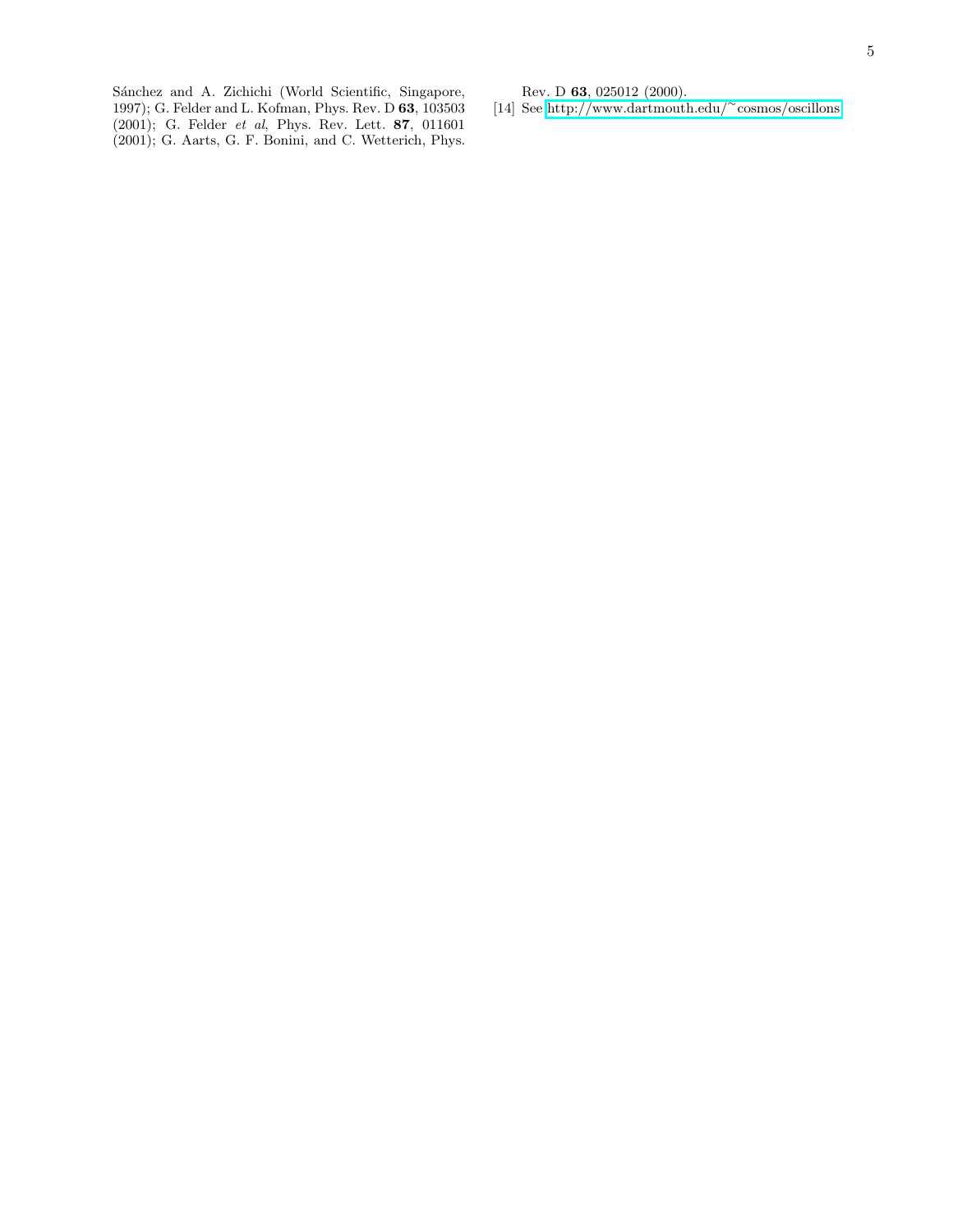Sánchez and A. Zichichi (World Scientific, Singapore, 1997); G. Felder and L. Kofman, Phys. Rev. D **63**, 103503 (2001); G. Felder *et al*, Phys. Rev. Lett. **87**, 011601 (2001); G. Aarts, G. F. Bonini, and C. Wetterich, Phys. Rev. D **63**, 025012 (2000).

[14] See http://www.dartmouth.edu/~cosmos/oscillons